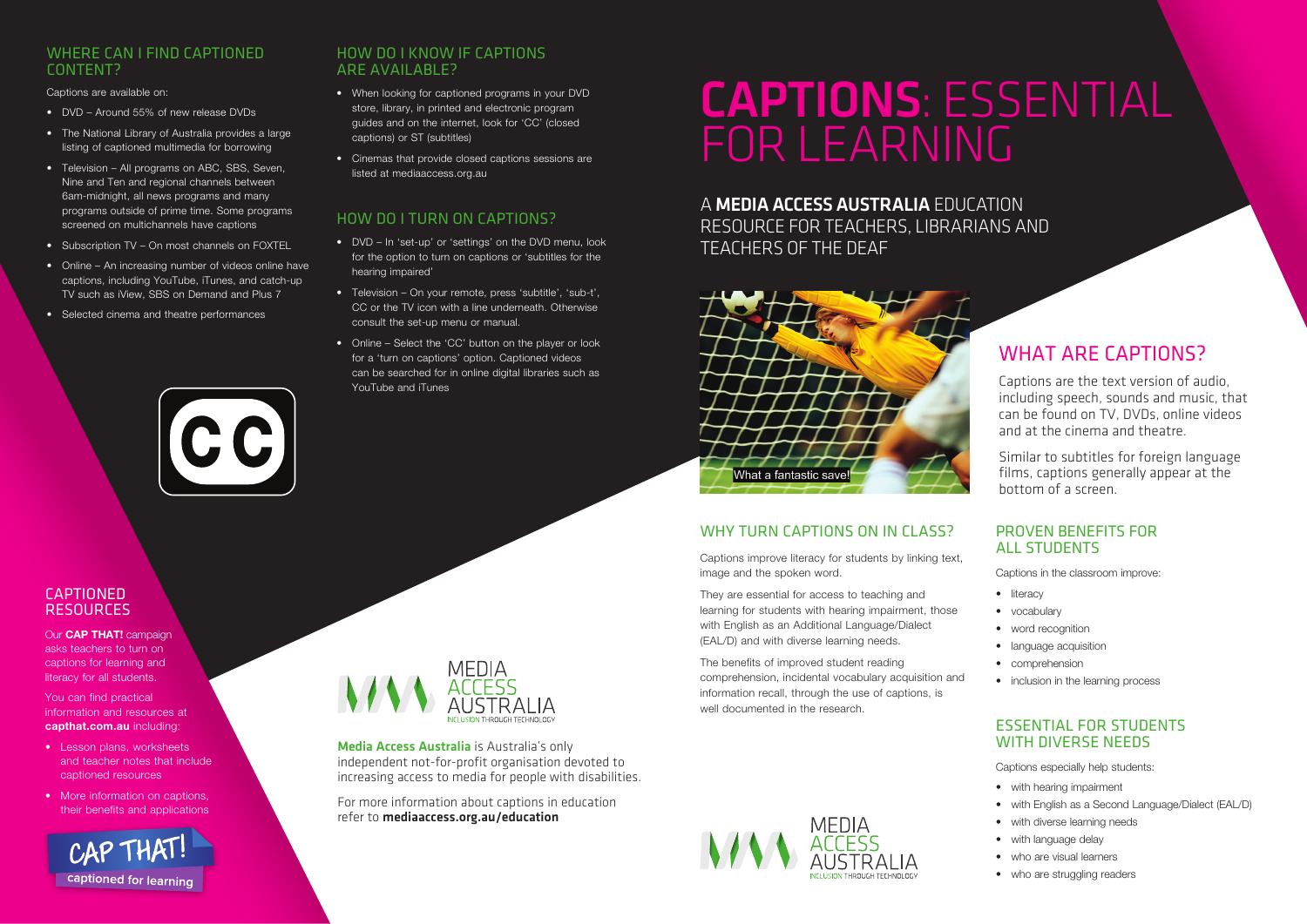# CAPTIONS: ESSENTIAL FOR LEARNING

A **MEDIA ACCESS AUSTRALIA** EDUCATION RESOURCE FOR TEACHERS, LIBRARIANS AND TEACHERS OF THE DEAF

What a fantastic save!

## WHAT ARE CAPTIONS?

Captions are the text version of audio, including speech, sounds and music, that can be found on TV, DVDs, online videos and at the cinema and theatre.

Similar to subtitles for foreign language films, captions generally appear at the bottom of a screen.

## WHY TURN CAPTIONS ON IN CLASS?

Captions improve literacy for students by linking text, image and the spoken word.

They are essential for access to teaching and learning for students with hearing impairment, those with English as an Additional Language/Dialect (EAL/D) and with diverse learning needs.

The benefits of improved student reading comprehension, incidental vocabulary acquisition and information recall, through the use of captions, is well documented in the research.

## PROVEN BENEFITS FOR ALL STUDENTS

Captions in the classroom improve:

- literacy
- vocabulary
- word recognition
- language acquisition
- comprehension
- inclusion in the learning process

## ESSENTIAL FOR STUDENTS WITH DIVERSE NEEDS

Captions especially help students:

- with hearing impairment
- with English as a Second Language/Dialect (EAL/D)
- with diverse learning needs
- with language delay
- who are visual learners
- who are struggling readers

MEDIA ACCESS AUSTRALIA
INCLUSION THROUGH TECHNOLOGY

## WHERE CAN I FIND CAPTIONED CONTENT?

Captions are available on:

- DVD – Around 55% of new release DVDs
- The National Library of Australia provides a large listing of captioned multimedia for borrowing
- Television – All programs on ABC, SBS, Seven, Nine and Ten and regional channels between 6am-midnight, all news programs and many programs outside of prime time. Some programs screened on multichannels have captions
- Subscription TV – On most channels on FOXTEL
- Online – An increasing number of videos online have captions, including YouTube, iTunes, and catch-up TV such as iView, SBS on Demand and Plus 7
- Selected cinema and theatre performances

CC

## HOW DO I KNOW IF CAPTIONS ARE AVAILABLE?

- When looking for captioned programs in your DVD store, library, in printed and electronic program guides and on the internet, look for 'CC' (closed captions) or ST (subtitles)
- Cinemas that provide closed captions sessions are listed at mediaaccess.org.au

## HOW DO I TURN ON CAPTIONS?

- DVD – In 'set-up' or 'settings' on the DVD menu, look for the option to turn on captions or 'subtitles for the hearing impaired'
- Television – On your remote, press 'subtitle', 'sub-t', CC or the TV icon with a line underneath. Otherwise consult the set-up menu or manual.
- Online – Select the 'CC' button on the player or look for a 'turn on captions' option. Captioned videos can be searched for in online digital libraries such as YouTube and iTunes

## CAPTIONED RESOURCES

Our **CAP THAT!** campaign asks teachers to turn on captions for learning and literacy for all students.

You can find practical information and resources at **capthat.com.au** including:

- Lesson plans, worksheets and teacher notes that include captioned resources
- More information on captions, their benefits and applications

CAP THAT! captioned for learning

MEDIA ACCESS AUSTRALIA
INCLUSION THROUGH TECHNOLOGY

**Media Access Australia** is Australia's only independent not-for-profit organisation devoted to increasing access to media for people with disabilities.

For more information about captions in education refer to **mediaaccess.org.au/education**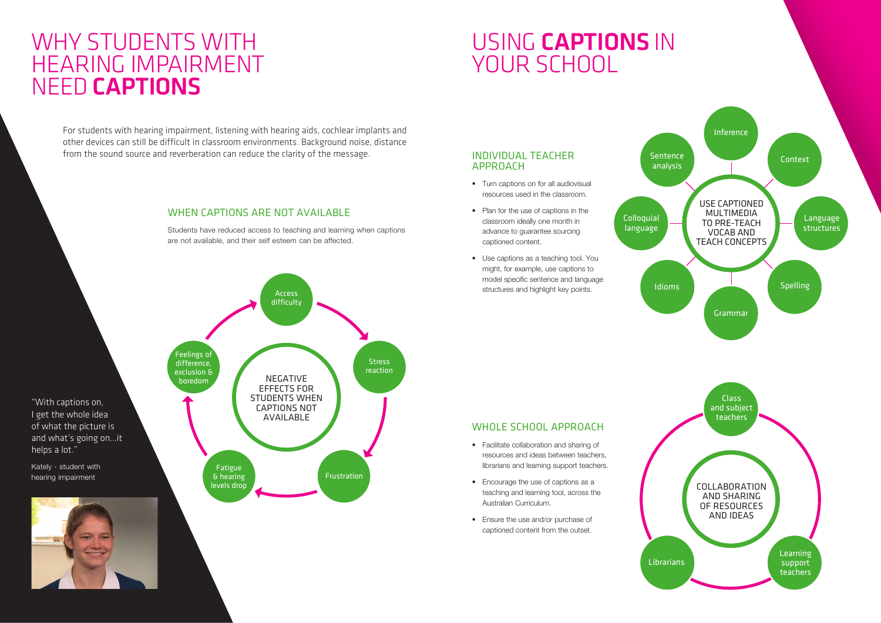# WHY STUDENTS WITH HEARING IMPAIRMENT NEED **CAPTIONS**

For students with hearing impairment, listening with hearing aids, cochlear implants and other devices can still be difficult in classroom environments. Background noise, distance from the sound source and reverberation can reduce the clarity of the message.

## WHEN CAPTIONS ARE NOT AVAILABLE

Students have reduced access to teaching and learning when captions are not available, and their self esteem can be affected.

NEGATIVE EFFECTS FOR STUDENTS WHEN CAPTIONS NOT AVAILABLE

Access difficulty

Stress reaction

Frustration

Fatigue & hearing levels drop

Feelings of difference, exclusion & boredom

"With captions on, I get the whole idea of what the picture is and what's going on…it helps a lot."

Kately - student with hearing impairment

# USING **CAPTIONS** IN YOUR SCHOOL

## INDIVIDUAL TEACHER APPROACH

- Turn captions on for all audiovisual resources used in the classroom.
- Plan for the use of captions in the classroom ideally one month in advance to guarantee sourcing captioned content.
- Use captions as a teaching tool. You might, for example, use captions to model specific sentence and language structures and highlight key points.

USE CAPTIONED MULTIMEDIA TO PRE-TEACH VOCAB AND TEACH CONCEPTS

Inference

Context

Language structures

Spelling

Grammar

Idioms

Colloquial language

Sentence analysis

## WHOLE SCHOOL APPROACH

- Facilitate collaboration and sharing of resources and ideas between teachers, librarians and learning support teachers.
- Encourage the use of captions as a teaching and learning tool, across the Australian Curriculum.
- Ensure the use and/or purchase of captioned content from the outset.

COLLABORATION AND SHARING OF RESOURCES AND IDEAS

Class and subject teachers

Learning support teachers

Librarians